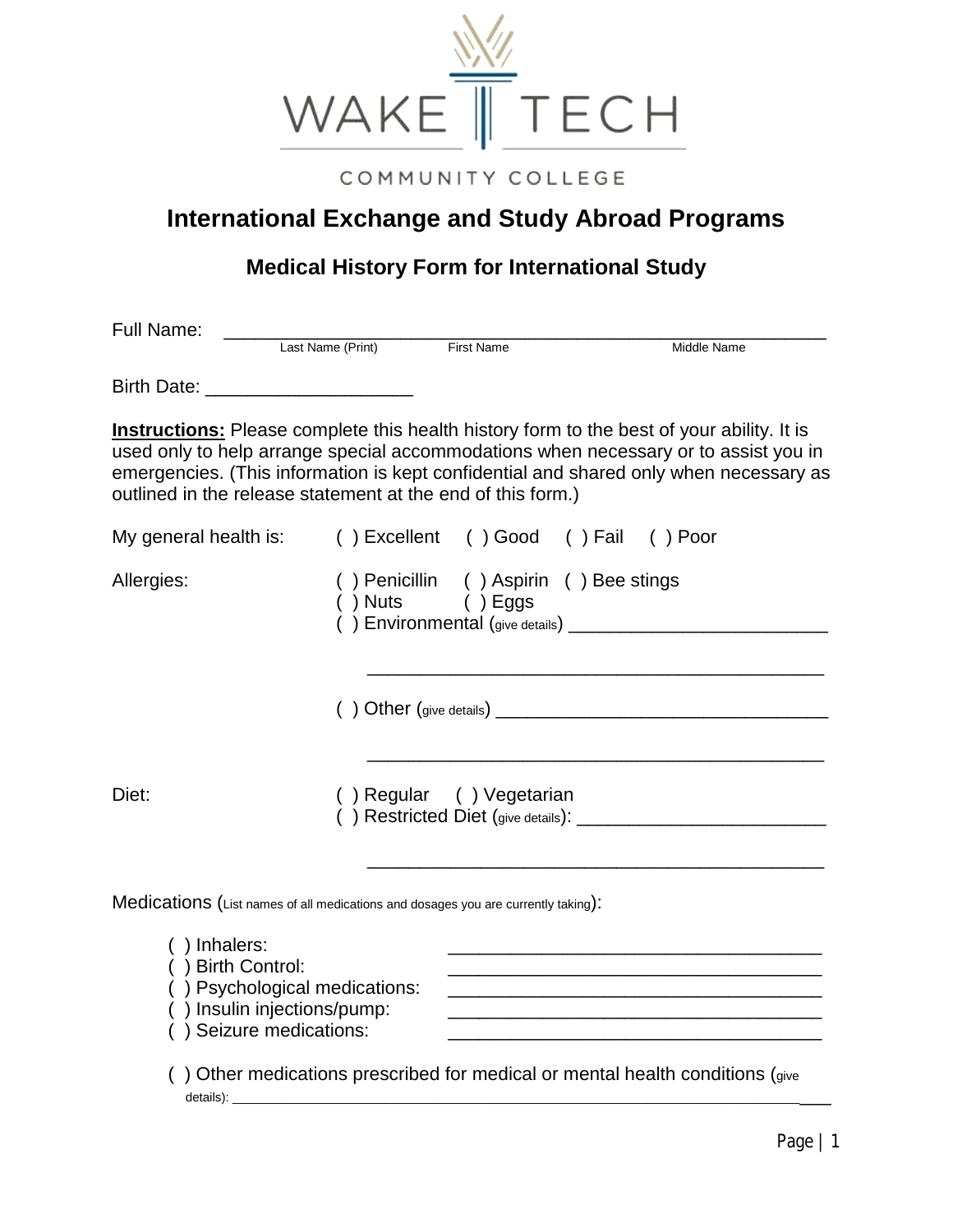WAKE TECH

COMMUNITY COLLEGE

# International Exchange and Study Abroad Programs

## Medical History Form for International Study

Full Name: ____________________________________________________________
Last Name (Print) First Name Middle Name

Birth Date: ____________________

**Instructions:** Please complete this health history form to the best of your ability. It is used only to help arrange special accommodations when necessary or to assist you in emergencies. (This information is kept confidential and shared only when necessary as outlined in the release statement at the end of this form.)

My general health is: ( ) Excellent ( ) Good ( ) Fail ( ) Poor

Allergies: ( ) Penicillin ( ) Aspirin ( ) Bee stings
( ) Nuts ( ) Eggs
( ) Environmental (give details) ________________________

____________________________________________

( ) Other (give details) ________________________________

____________________________________________

Diet: ( ) Regular ( ) Vegetarian
( ) Restricted Diet (give details): _______________________

____________________________________________

Medications (List names of all medications and dosages you are currently taking):

( ) Inhalers: ____________________________________
( ) Birth Control: ____________________________________
( ) Psychological medications: ____________________________________
( ) Insulin injections/pump: ____________________________________
( ) Seizure medications: ____________________________________

( ) Other medications prescribed for medical or mental health conditions (give details): ____________________________________________________________________________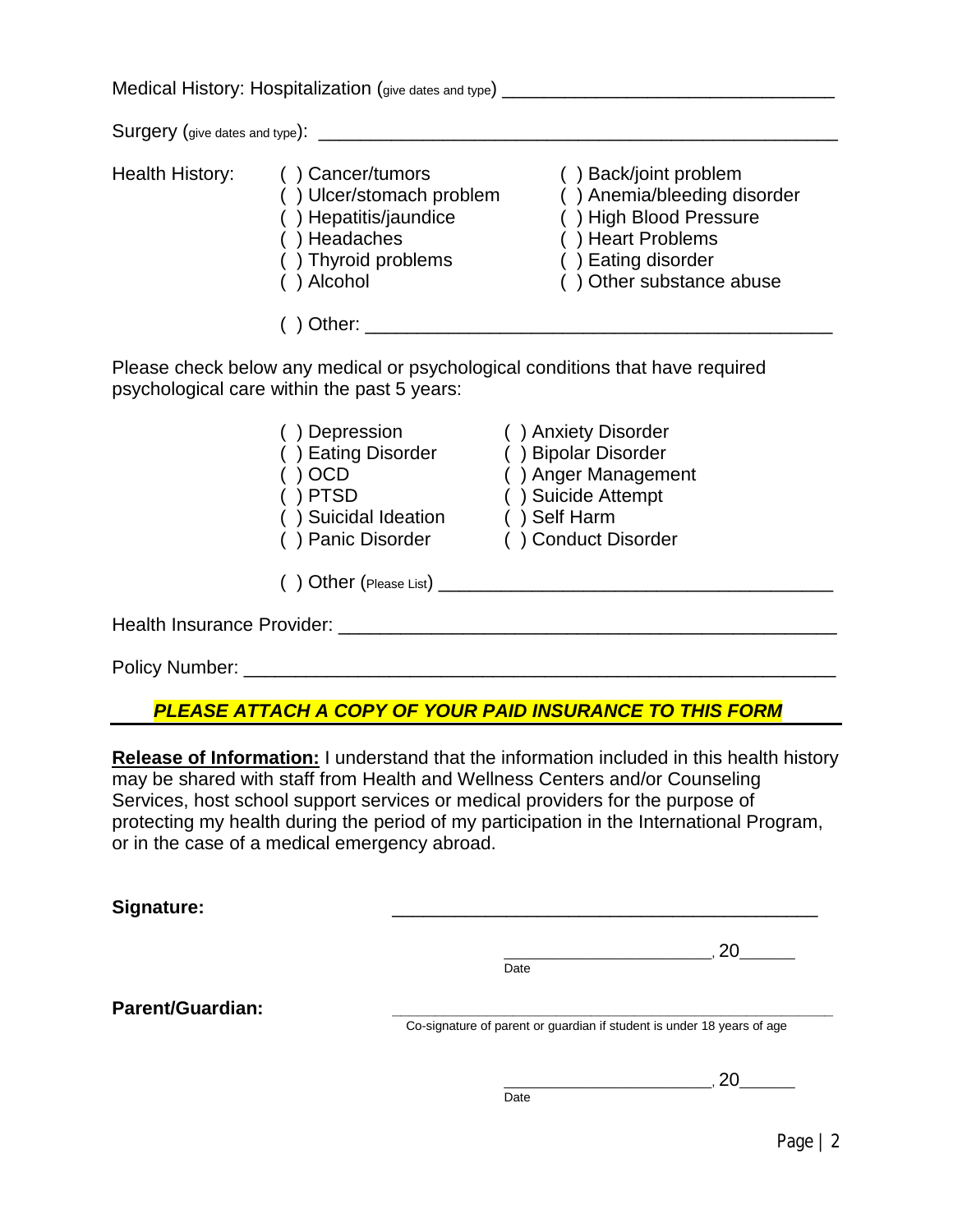Medical History: Hospitalization (give dates and type) ________________________________

Surgery (give dates and type): ____________________________________________________

Health History:

- ( ) Cancer/tumors
- ( ) Ulcer/stomach problem
- ( ) Hepatitis/jaundice
- ( ) Headaches
- ( ) Thyroid problems
- ( ) Alcohol
- ( ) Back/joint problem
- ( ) Anemia/bleeding disorder
- ( ) High Blood Pressure
- ( ) Heart Problems
- ( ) Eating disorder
- ( ) Other substance abuse
- ( ) Other: ____________________________________________

Please check below any medical or psychological conditions that have required psychological care within the past 5 years:

- ( ) Depression
- ( ) Eating Disorder
- ( ) OCD
- ( ) PTSD
- ( ) Suicidal Ideation
- ( ) Panic Disorder
- ( ) Anxiety Disorder
- ( ) Bipolar Disorder
- ( ) Anger Management
- ( ) Suicide Attempt
- ( ) Self Harm
- ( ) Conduct Disorder
- ( ) Other (Please List) ____________________________________

Health Insurance Provider: ______________________________________________

Policy Number: __________________________________________________________

***PLEASE ATTACH A COPY OF YOUR PAID INSURANCE TO THIS FORM***

**Release of Information:** I understand that the information included in this health history may be shared with staff from Health and Wellness Centers and/or Counseling Services, host school support services or medical providers for the purpose of protecting my health during the period of my participation in the International Program, or in the case of a medical emergency abroad.

**Signature:** ________________________________________

____________________, 20_____
Date

**Parent/Guardian:** ________________________________________
Co-signature of parent or guardian if student is under 18 years of age

____________________, 20_____
Date